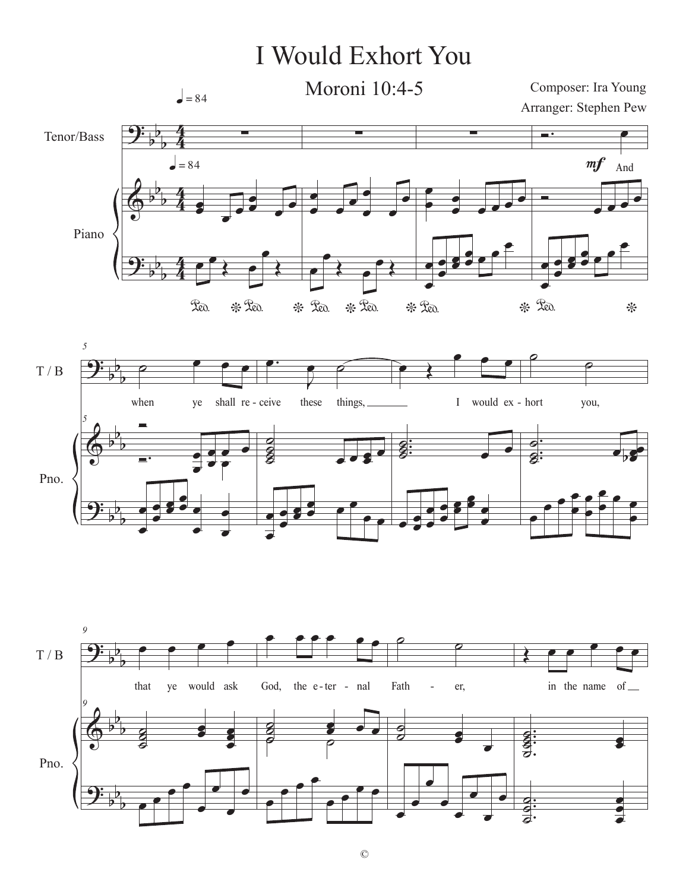# I Would Exhort You

## Moroni 10:4-5

Composer: Ira Young

Arranger: Stephen Pew

And when ye shall re-ceive these things, I would ex-hort you, that ye would ask God, the e-ter-nal Fath-er, in the name of

©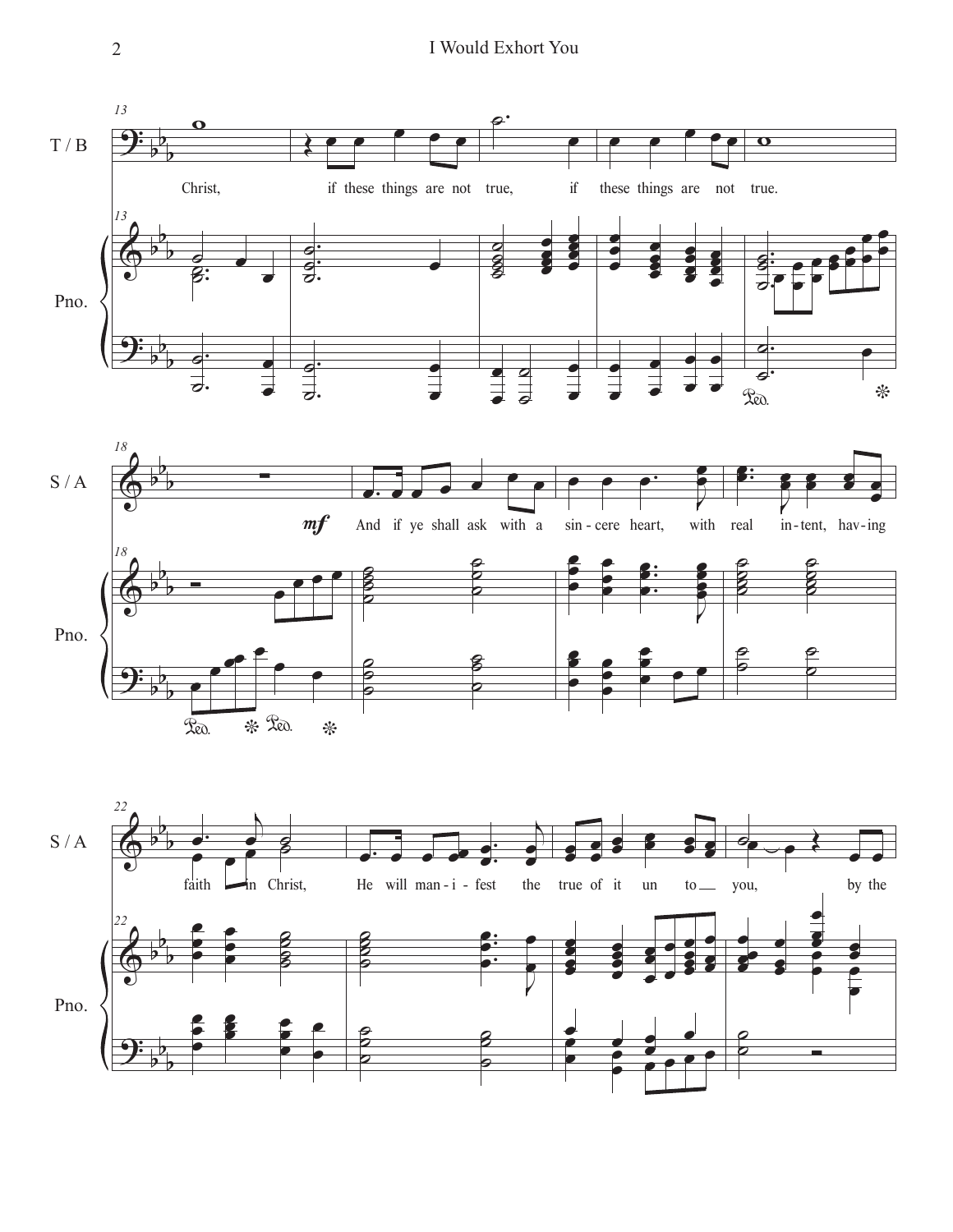T / B

Christ, if these things are not true, if these things are not true.

S / A

*mf* And if ye shall ask with a sin - cere heart, with real in - tent, hav - ing

faith in Christ, He will man - i - fest the true of it un to you, by the

Pno.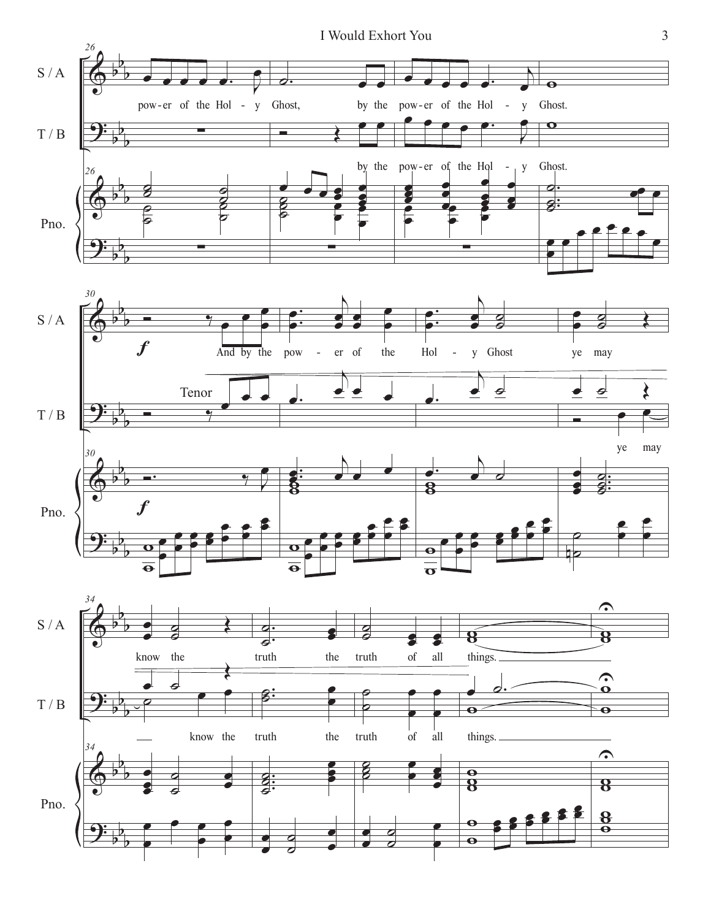S / A

pow-er of the Hol - y Ghost, by the pow-er of the Hol - y Ghost.

T / B

by the pow-er of the Hol - y Ghost.

Pno.

*f*

S / A

And by the pow - er of the Hol - y Ghost ye may

Tenor

T / B

ye may

Pno.

*f*

S / A

know the truth the truth of all things.

T / B

know the truth the truth of all things.

Pno.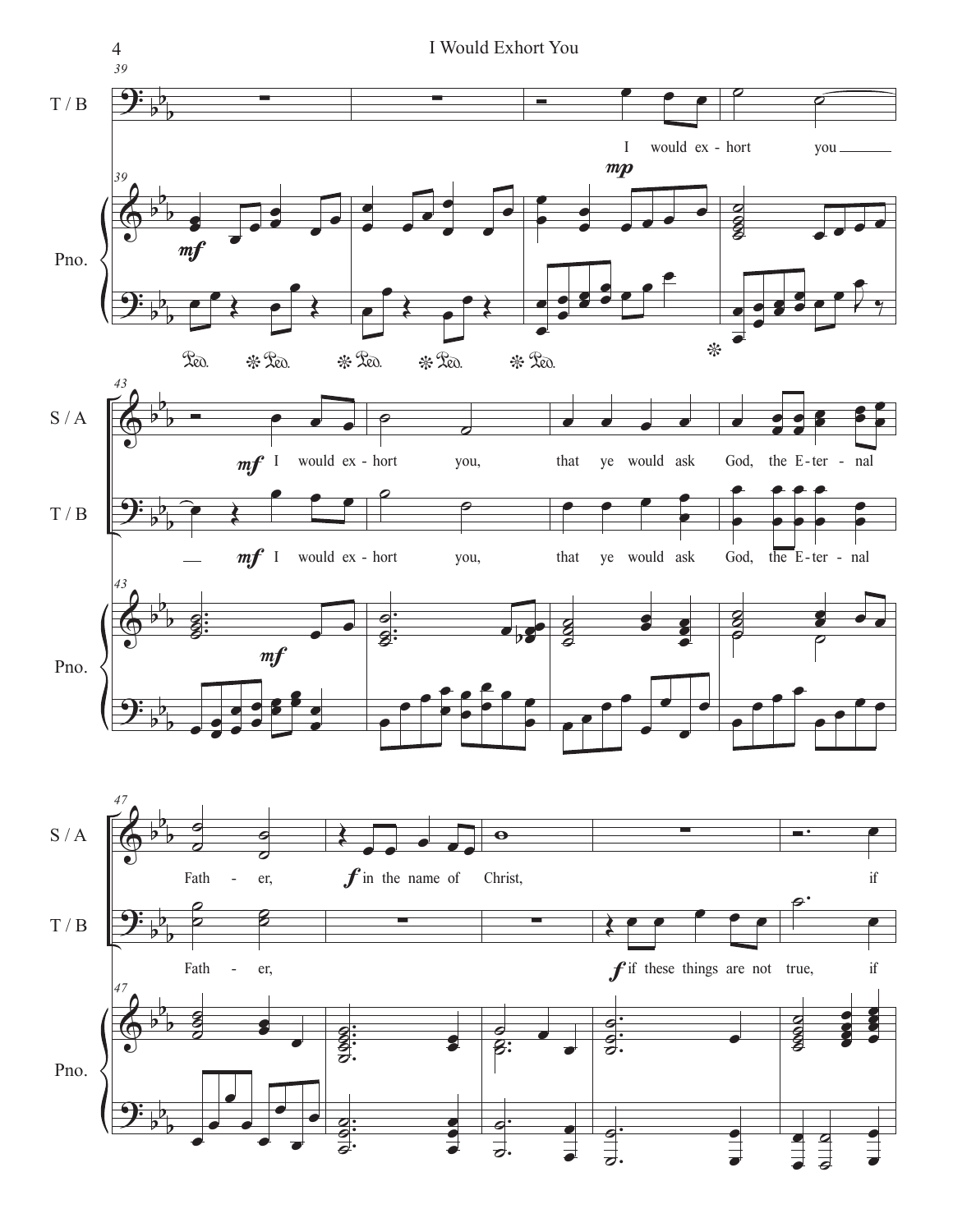T / B

I would ex - hort you

Pno.

S / A

I would ex - hort you, that ye would ask God, the E - ter - nal

T / B

I would ex - hort you, that ye would ask God, the E - ter - nal

Fath - er, in the name of Christ, if

Fath - er, if these things are not true, if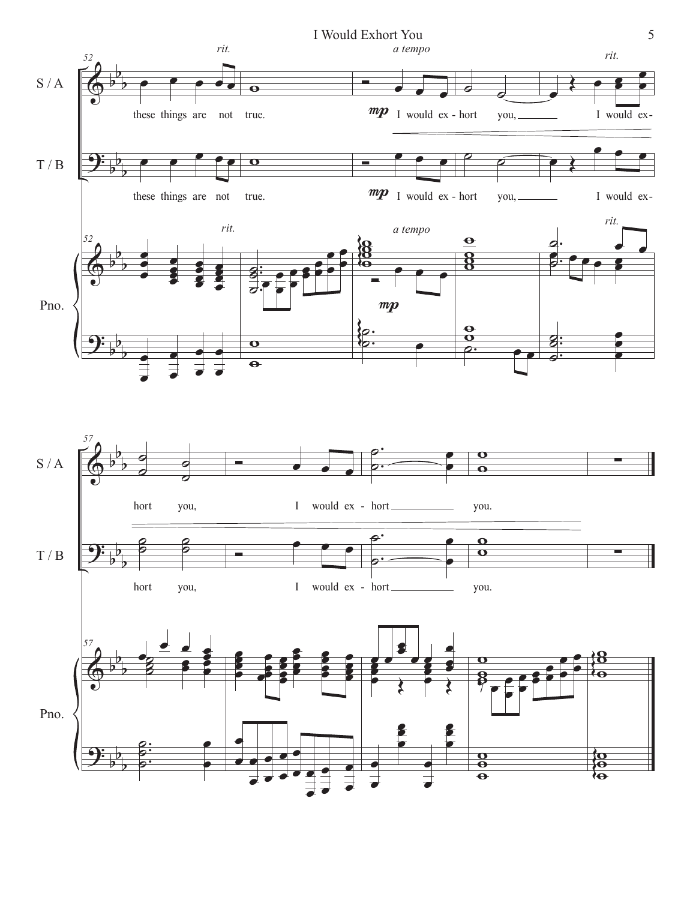S / A

T / B

Pno.

52

*rit.* *a tempo* *rit.*

these things are not true. **mp** I would ex - hort you, I would ex-

these things are not true. **mp** I would ex - hort you, I would ex-

57

hort you, I would ex - hort you.

hort you, I would ex - hort you.